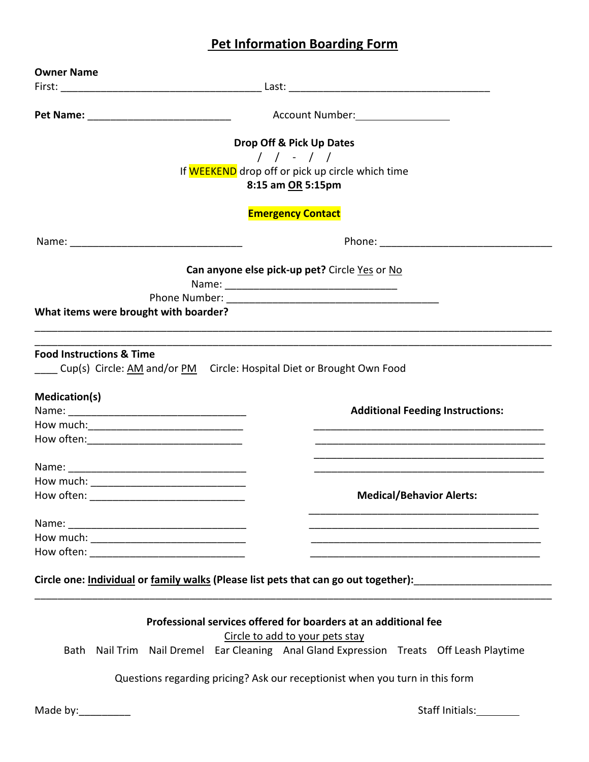# Pet Information Boarding Form

**Owner Name**

First: ___________________________________ Last: ___________________________________

**Pet Name:** _________________________ Account Number:________________

**Drop Off & Pick Up Dates**

/ / - / /

If WEEKEND drop off or pick up circle which time

**8:15 am OR 5:15pm**

**Emergency Contact**

Name: ______________________________ Phone: ______________________________

**Can anyone else pick-up pet?** Circle Yes or No

Name: ______________________________

Phone Number: ______________________________________

**What items were brought with boarder?**

_____________________________________________________________________________________

_____________________________________________________________________________________

**Food Instructions & Time**

____ Cup(s) Circle: AM and/or PM Circle: Hospital Diet or Brought Own Food

**Medication(s)**

Name: _______________________________

How much:___________________________

How often:___________________________

Name: _______________________________

How much: ___________________________

How often: ___________________________

Name: _______________________________

How much: ___________________________

How often: ___________________________

**Additional Feeding Instructions:**

________________________________________

________________________________________

________________________________________

________________________________________

**Medical/Behavior Alerts:**

________________________________________

________________________________________

________________________________________

________________________________________

**Circle one: Individual or family walks (Please list pets that can go out together):**________________________

_____________________________________________________________________________________

**Professional services offered for boarders at an additional fee**

Circle to add to your pets stay

Bath Nail Trim Nail Dremel Ear Cleaning Anal Gland Expression Treats Off Leash Playtime

Questions regarding pricing? Ask our receptionist when you turn in this form

Made by:_________ Staff Initials:________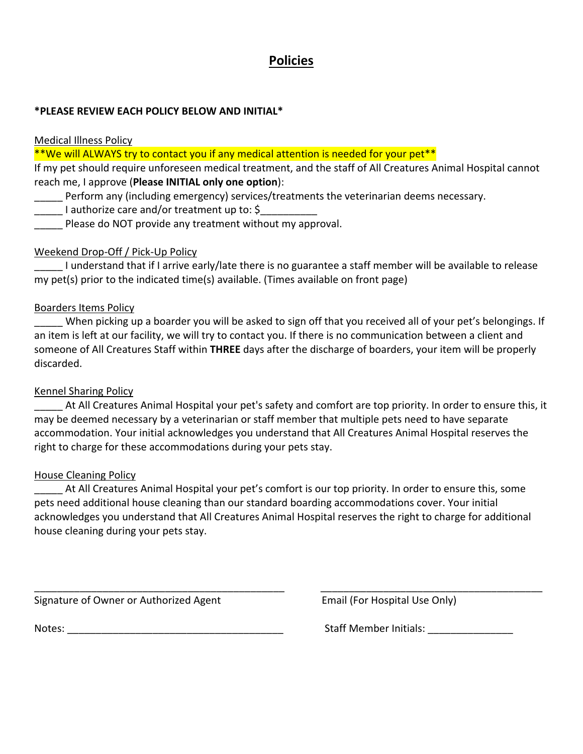# Policies

**\*PLEASE REVIEW EACH POLICY BELOW AND INITIAL\***

Medical Illness Policy

\*\*We will ALWAYS try to contact you if any medical attention is needed for your pet\*\*

If my pet should require unforeseen medical treatment, and the staff of All Creatures Animal Hospital cannot reach me, I approve (**Please INITIAL only one option**):

_____ Perform any (including emergency) services/treatments the veterinarian deems necessary.

_____ I authorize care and/or treatment up to: $__________

_____ Please do NOT provide any treatment without my approval.

Weekend Drop-Off / Pick-Up Policy

_____ I understand that if I arrive early/late there is no guarantee a staff member will be available to release my pet(s) prior to the indicated time(s) available. (Times available on front page)

Boarders Items Policy

_____ When picking up a boarder you will be asked to sign off that you received all of your pet's belongings. If an item is left at our facility, we will try to contact you. If there is no communication between a client and someone of All Creatures Staff within **THREE** days after the discharge of boarders, your item will be properly discarded.

Kennel Sharing Policy

_____ At All Creatures Animal Hospital your pet's safety and comfort are top priority. In order to ensure this, it may be deemed necessary by a veterinarian or staff member that multiple pets need to have separate accommodation. Your initial acknowledges you understand that All Creatures Animal Hospital reserves the right to charge for these accommodations during your pets stay.

House Cleaning Policy

_____ At All Creatures Animal Hospital your pet's comfort is our top priority. In order to ensure this, some pets need additional house cleaning than our standard boarding accommodations cover. Your initial acknowledges you understand that All Creatures Animal Hospital reserves the right to charge for additional house cleaning during your pets stay.

_____________________________________________ Signature of Owner or Authorized Agent

________________________________________ Email (For Hospital Use Only)

Notes: _______________________________________

Staff Member Initials: _______________